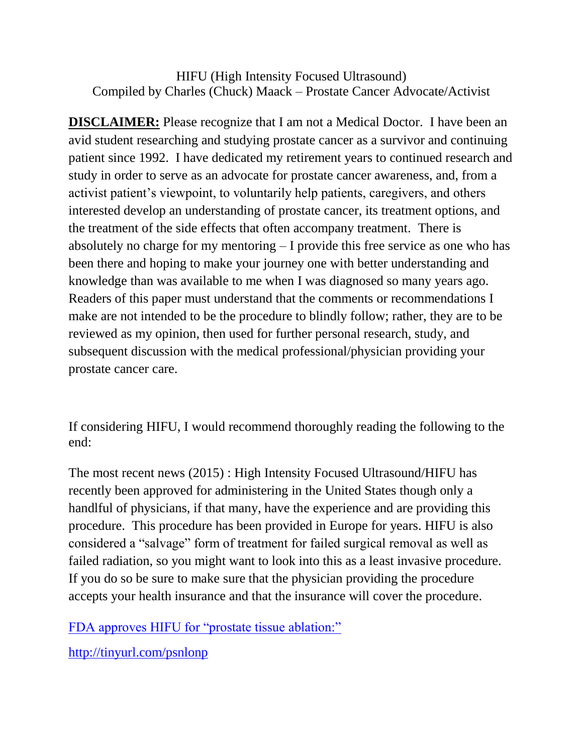# HIFU (High Intensity Focused Ultrasound)
## Compiled by Charles (Chuck) Maack – Prostate Cancer Advocate/Activist

**DISCLAIMER:** Please recognize that I am not a Medical Doctor. I have been an avid student researching and studying prostate cancer as a survivor and continuing patient since 1992. I have dedicated my retirement years to continued research and study in order to serve as an advocate for prostate cancer awareness, and, from a activist patient's viewpoint, to voluntarily help patients, caregivers, and others interested develop an understanding of prostate cancer, its treatment options, and the treatment of the side effects that often accompany treatment. There is absolutely no charge for my mentoring – I provide this free service as one who has been there and hoping to make your journey one with better understanding and knowledge than was available to me when I was diagnosed so many years ago. Readers of this paper must understand that the comments or recommendations I make are not intended to be the procedure to blindly follow; rather, they are to be reviewed as my opinion, then used for further personal research, study, and subsequent discussion with the medical professional/physician providing your prostate cancer care.

If considering HIFU, I would recommend thoroughly reading the following to the end:

The most recent news (2015) : High Intensity Focused Ultrasound/HIFU has recently been approved for administering in the United States though only a handlful of physicians, if that many, have the experience and are providing this procedure. This procedure has been provided in Europe for years. HIFU is also considered a "salvage" form of treatment for failed surgical removal as well as failed radiation, so you might want to look into this as a least invasive procedure. If you do so be sure to make sure that the physician providing the procedure accepts your health insurance and that the insurance will cover the procedure.

FDA approves HIFU for "prostate tissue ablation:"

http://tinyurl.com/psnlonp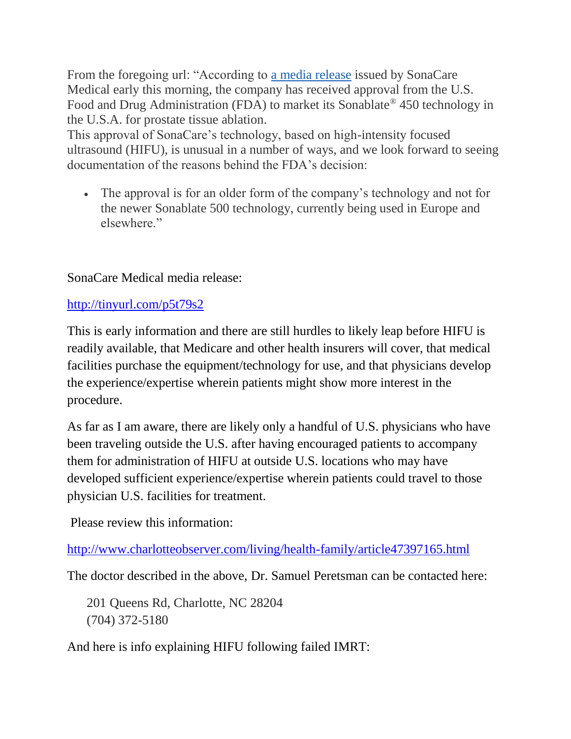From the foregoing url: "According to [a media release] issued by SonaCare Medical early this morning, the company has received approval from the U.S. Food and Drug Administration (FDA) to market its Sonablate® 450 technology in the U.S.A. for prostate tissue ablation.

This approval of SonaCare's technology, based on high-intensity focused ultrasound (HIFU), is unusual in a number of ways, and we look forward to seeing documentation of the reasons behind the FDA's decision:

- The approval is for an older form of the company's technology and not for the newer Sonablate 500 technology, currently being used in Europe and elsewhere."

SonaCare Medical media release:

http://tinyurl.com/p5t79s2

This is early information and there are still hurdles to likely leap before HIFU is readily available, that Medicare and other health insurers will cover, that medical facilities purchase the equipment/technology for use, and that physicians develop the experience/expertise wherein patients might show more interest in the procedure.

As far as I am aware, there are likely only a handful of U.S. physicians who have been traveling outside the U.S. after having encouraged patients to accompany them for administration of HIFU at outside U.S. locations who may have developed sufficient experience/expertise wherein patients could travel to those physician U.S. facilities for treatment.

Please review this information:

http://www.charlotteobserver.com/living/health-family/article47397165.html

The doctor described in the above, Dr. Samuel Peretsman can be contacted here:

201 Queens Rd, Charlotte, NC 28204
(704) 372-5180

And here is info explaining HIFU following failed IMRT: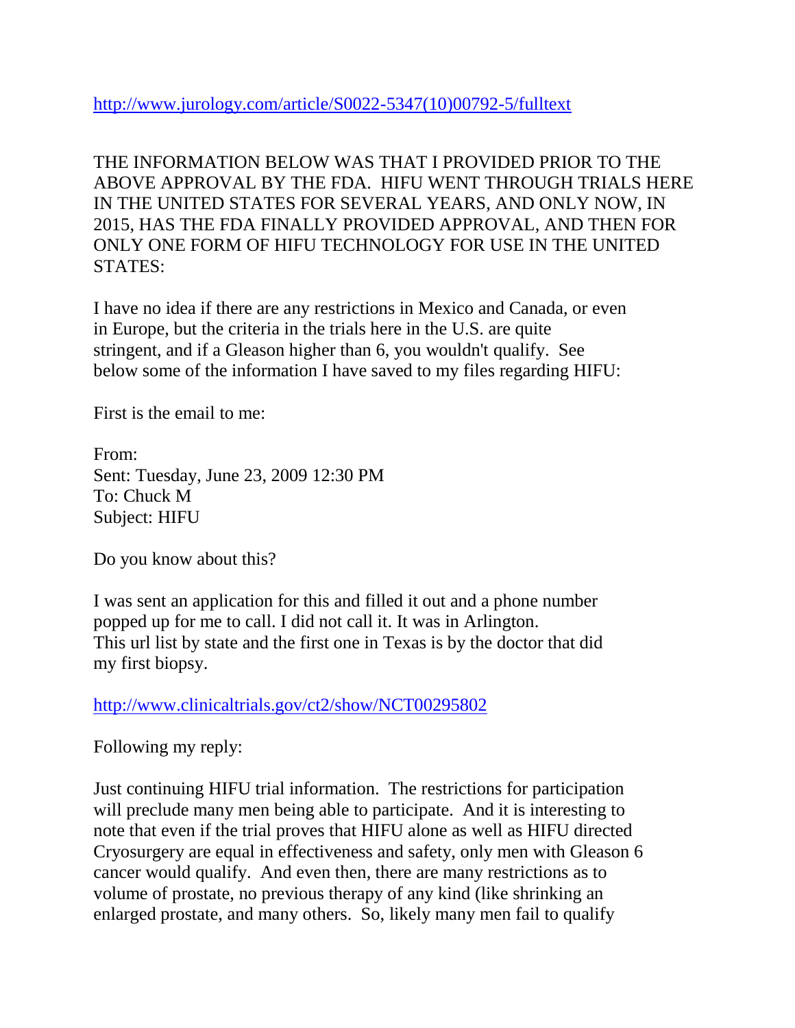http://www.jurology.com/article/S0022-5347(10)00792-5/fulltext

THE INFORMATION BELOW WAS THAT I PROVIDED PRIOR TO THE ABOVE APPROVAL BY THE FDA. HIFU WENT THROUGH TRIALS HERE IN THE UNITED STATES FOR SEVERAL YEARS, AND ONLY NOW, IN 2015, HAS THE FDA FINALLY PROVIDED APPROVAL, AND THEN FOR ONLY ONE FORM OF HIFU TECHNOLOGY FOR USE IN THE UNITED STATES:

I have no idea if there are any restrictions in Mexico and Canada, or even in Europe, but the criteria in the trials here in the U.S. are quite stringent, and if a Gleason higher than 6, you wouldn't qualify. See below some of the information I have saved to my files regarding HIFU:

First is the email to me:

From:
Sent: Tuesday, June 23, 2009 12:30 PM
To: Chuck M
Subject: HIFU

Do you know about this?

I was sent an application for this and filled it out and a phone number popped up for me to call. I did not call it. It was in Arlington. This url list by state and the first one in Texas is by the doctor that did my first biopsy.

http://www.clinicaltrials.gov/ct2/show/NCT00295802

Following my reply:

Just continuing HIFU trial information. The restrictions for participation will preclude many men being able to participate. And it is interesting to note that even if the trial proves that HIFU alone as well as HIFU directed Cryosurgery are equal in effectiveness and safety, only men with Gleason 6 cancer would qualify. And even then, there are many restrictions as to volume of prostate, no previous therapy of any kind (like shrinking an enlarged prostate, and many others. So, likely many men fail to qualify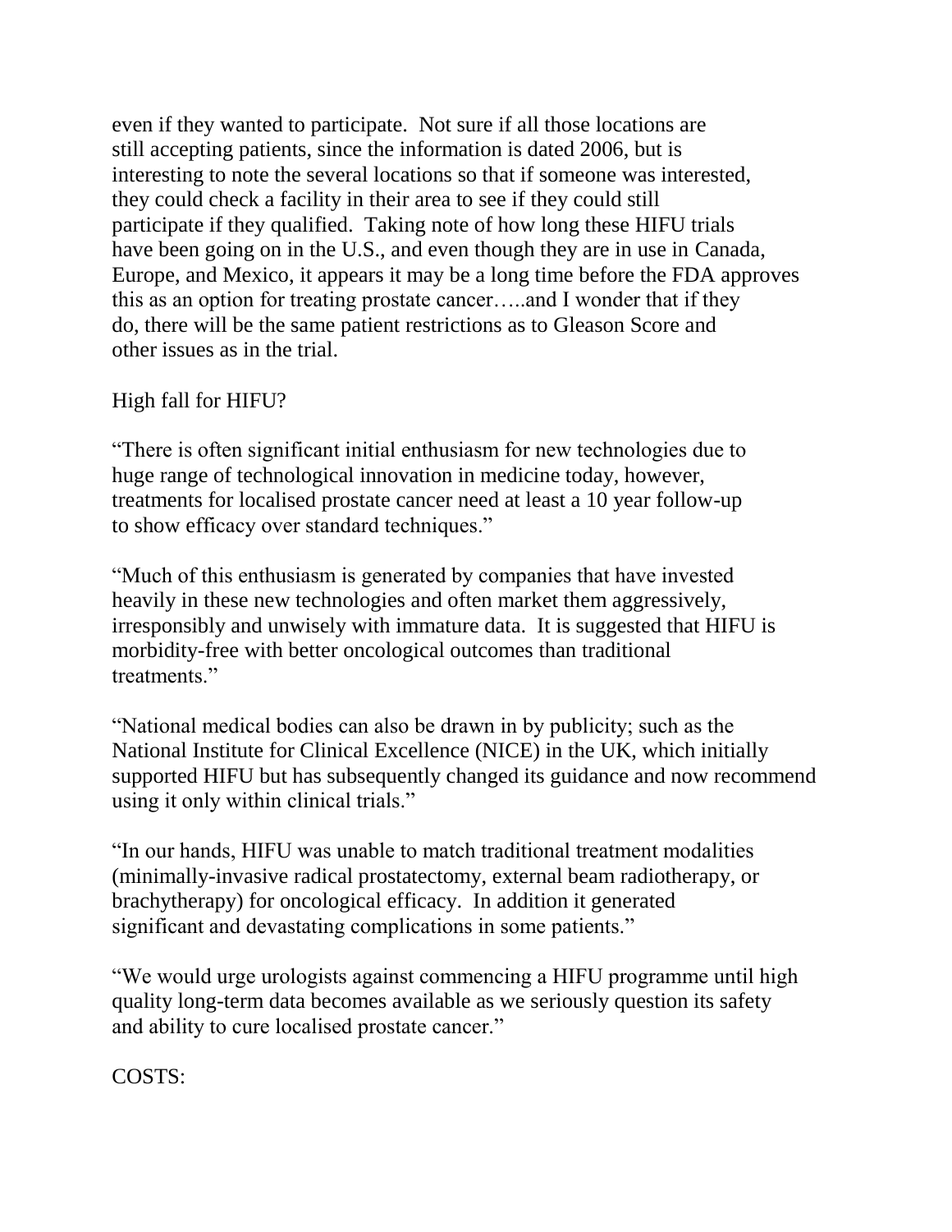even if they wanted to participate. Not sure if all those locations are still accepting patients, since the information is dated 2006, but is interesting to note the several locations so that if someone was interested, they could check a facility in their area to see if they could still participate if they qualified. Taking note of how long these HIFU trials have been going on in the U.S., and even though they are in use in Canada, Europe, and Mexico, it appears it may be a long time before the FDA approves this as an option for treating prostate cancer…..and I wonder that if they do, there will be the same patient restrictions as to Gleason Score and other issues as in the trial.

High fall for HIFU?

"There is often significant initial enthusiasm for new technologies due to huge range of technological innovation in medicine today, however, treatments for localised prostate cancer need at least a 10 year follow-up to show efficacy over standard techniques."

"Much of this enthusiasm is generated by companies that have invested heavily in these new technologies and often market them aggressively, irresponsibly and unwisely with immature data. It is suggested that HIFU is morbidity-free with better oncological outcomes than traditional treatments."

"National medical bodies can also be drawn in by publicity; such as the National Institute for Clinical Excellence (NICE) in the UK, which initially supported HIFU but has subsequently changed its guidance and now recommend using it only within clinical trials."

"In our hands, HIFU was unable to match traditional treatment modalities (minimally-invasive radical prostatectomy, external beam radiotherapy, or brachytherapy) for oncological efficacy. In addition it generated significant and devastating complications in some patients."

"We would urge urologists against commencing a HIFU programme until high quality long-term data becomes available as we seriously question its safety and ability to cure localised prostate cancer."

COSTS: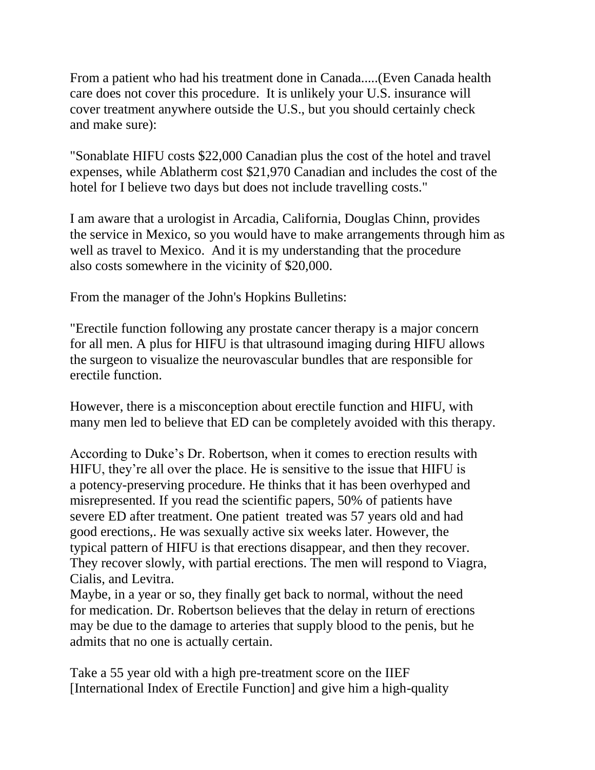From a patient who had his treatment done in Canada.....(Even Canada health care does not cover this procedure. It is unlikely your U.S. insurance will cover treatment anywhere outside the U.S., but you should certainly check and make sure):

"Sonablate HIFU costs $22,000 Canadian plus the cost of the hotel and travel expenses, while Ablatherm cost $21,970 Canadian and includes the cost of the hotel for I believe two days but does not include travelling costs."

I am aware that a urologist in Arcadia, California, Douglas Chinn, provides the service in Mexico, so you would have to make arrangements through him as well as travel to Mexico. And it is my understanding that the procedure also costs somewhere in the vicinity of $20,000.

From the manager of the John's Hopkins Bulletins:

"Erectile function following any prostate cancer therapy is a major concern for all men. A plus for HIFU is that ultrasound imaging during HIFU allows the surgeon to visualize the neurovascular bundles that are responsible for erectile function.

However, there is a misconception about erectile function and HIFU, with many men led to believe that ED can be completely avoided with this therapy.

According to Duke's Dr. Robertson, when it comes to erection results with HIFU, they're all over the place. He is sensitive to the issue that HIFU is a potency-preserving procedure. He thinks that it has been overhyped and misrepresented. If you read the scientific papers, 50% of patients have severe ED after treatment. One patient treated was 57 years old and had good erections,. He was sexually active six weeks later. However, the typical pattern of HIFU is that erections disappear, and then they recover. They recover slowly, with partial erections. The men will respond to Viagra, Cialis, and Levitra.
Maybe, in a year or so, they finally get back to normal, without the need for medication. Dr. Robertson believes that the delay in return of erections may be due to the damage to arteries that supply blood to the penis, but he admits that no one is actually certain.

Take a 55 year old with a high pre-treatment score on the IIEF [International Index of Erectile Function] and give him a high-quality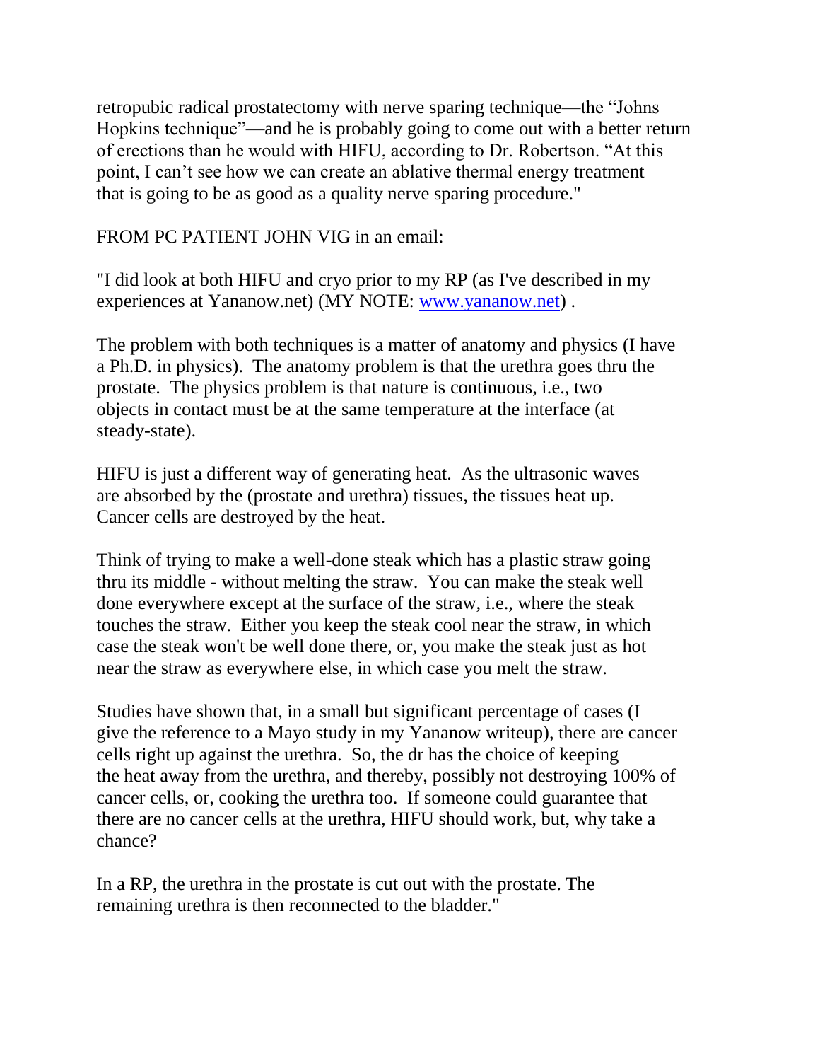retropubic radical prostatectomy with nerve sparing technique—the "Johns Hopkins technique"—and he is probably going to come out with a better return of erections than he would with HIFU, according to Dr. Robertson. "At this point, I can't see how we can create an ablative thermal energy treatment that is going to be as good as a quality nerve sparing procedure."

FROM PC PATIENT JOHN VIG in an email:

"I did look at both HIFU and cryo prior to my RP (as I've described in my experiences at Yananow.net) (MY NOTE: [www.yananow.net](http://www.yananow.net)) .

The problem with both techniques is a matter of anatomy and physics (I have a Ph.D. in physics). The anatomy problem is that the urethra goes thru the prostate. The physics problem is that nature is continuous, i.e., two objects in contact must be at the same temperature at the interface (at steady-state).

HIFU is just a different way of generating heat. As the ultrasonic waves are absorbed by the (prostate and urethra) tissues, the tissues heat up. Cancer cells are destroyed by the heat.

Think of trying to make a well-done steak which has a plastic straw going thru its middle - without melting the straw. You can make the steak well done everywhere except at the surface of the straw, i.e., where the steak touches the straw. Either you keep the steak cool near the straw, in which case the steak won't be well done there, or, you make the steak just as hot near the straw as everywhere else, in which case you melt the straw.

Studies have shown that, in a small but significant percentage of cases (I give the reference to a Mayo study in my Yananow writeup), there are cancer cells right up against the urethra. So, the dr has the choice of keeping the heat away from the urethra, and thereby, possibly not destroying 100% of cancer cells, or, cooking the urethra too. If someone could guarantee that there are no cancer cells at the urethra, HIFU should work, but, why take a chance?

In a RP, the urethra in the prostate is cut out with the prostate. The remaining urethra is then reconnected to the bladder."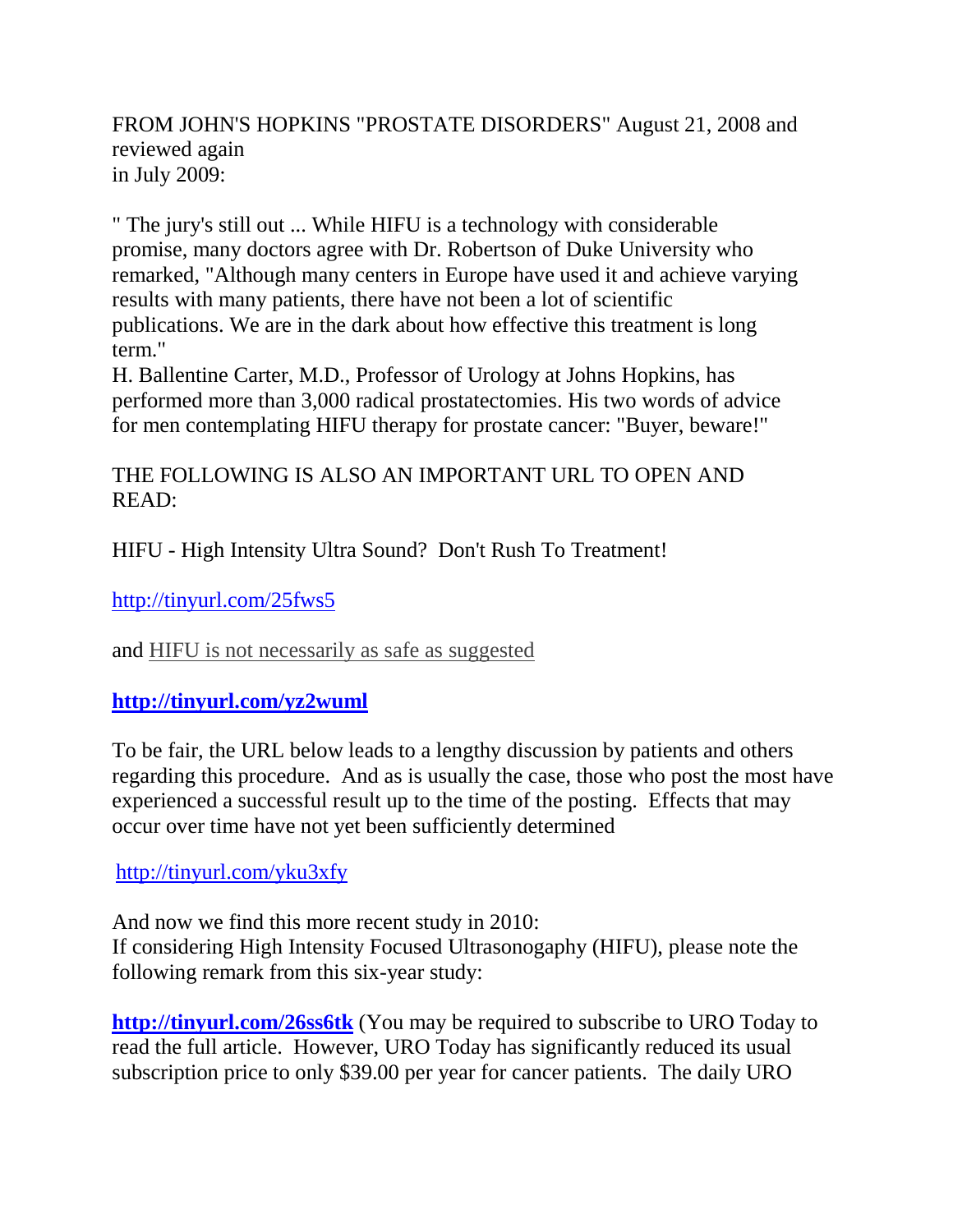FROM JOHN'S HOPKINS "PROSTATE DISORDERS" August 21, 2008 and reviewed again in July 2009:

" The jury's still out ... While HIFU is a technology with considerable promise, many doctors agree with Dr. Robertson of Duke University who remarked, "Although many centers in Europe have used it and achieve varying results with many patients, there have not been a lot of scientific publications. We are in the dark about how effective this treatment is long term."

H. Ballentine Carter, M.D., Professor of Urology at Johns Hopkins, has performed more than 3,000 radical prostatectomies. His two words of advice for men contemplating HIFU therapy for prostate cancer: "Buyer, beware!"

THE FOLLOWING IS ALSO AN IMPORTANT URL TO OPEN AND READ:

HIFU - High Intensity Ultra Sound? Don't Rush To Treatment!

http://tinyurl.com/25fws5

and HIFU is not necessarily as safe as suggested

**http://tinyurl.com/yz2wuml**

To be fair, the URL below leads to a lengthy discussion by patients and others regarding this procedure. And as is usually the case, those who post the most have experienced a successful result up to the time of the posting. Effects that may occur over time have not yet been sufficiently determined

http://tinyurl.com/yku3xfy

And now we find this more recent study in 2010:
If considering High Intensity Focused Ultrasonogaphy (HIFU), please note the following remark from this six-year study:

**http://tinyurl.com/26ss6tk** (You may be required to subscribe to URO Today to read the full article. However, URO Today has significantly reduced its usual subscription price to only $39.00 per year for cancer patients. The daily URO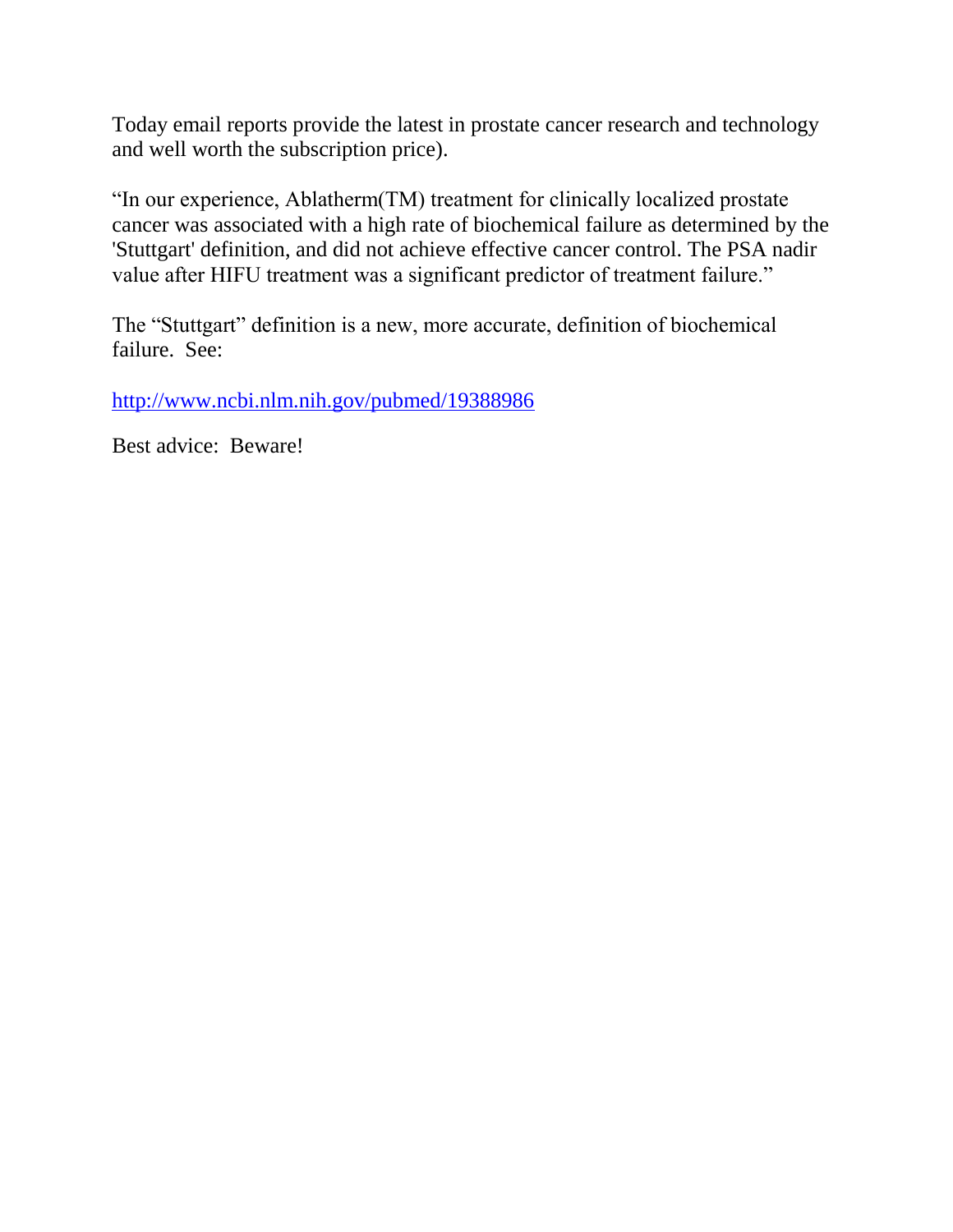Today email reports provide the latest in prostate cancer research and technology and well worth the subscription price).

"In our experience, Ablatherm(TM) treatment for clinically localized prostate cancer was associated with a high rate of biochemical failure as determined by the 'Stuttgart' definition, and did not achieve effective cancer control. The PSA nadir value after HIFU treatment was a significant predictor of treatment failure."

The "Stuttgart" definition is a new, more accurate, definition of biochemical failure. See:

http://www.ncbi.nlm.nih.gov/pubmed/19388986

Best advice: Beware!